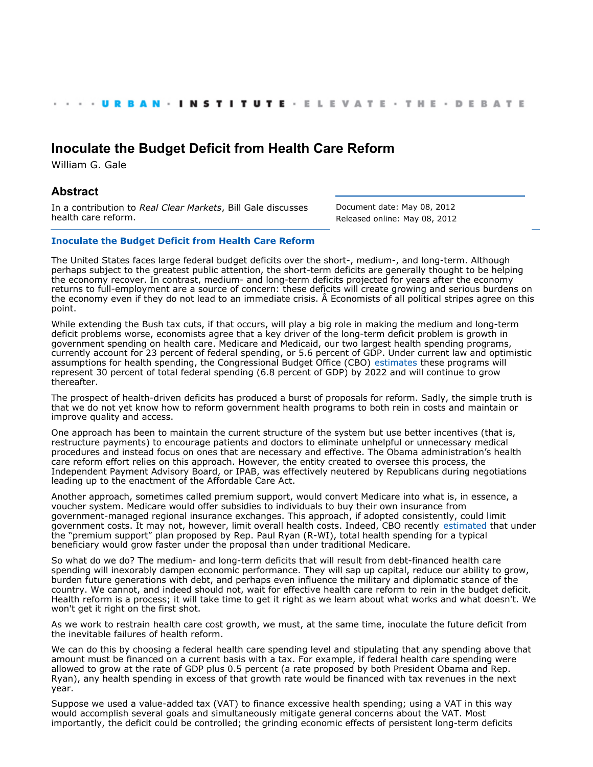· · · · URBAN · INSTITUTE · ELEVATE · THE · DEBATE

# Inoculate the Budget Deficit from Health Care Reform

William G. Gale

## Abstract

In a contribution to *Real Clear Markets*, Bill Gale discusses health care reform.

Document date: May 08, 2012
Released online: May 08, 2012

### Inoculate the Budget Deficit from Health Care Reform

The United States faces large federal budget deficits over the short-, medium-, and long-term. Although perhaps subject to the greatest public attention, the short-term deficits are generally thought to be helping the economy recover. In contrast, medium- and long-term deficits projected for years after the economy returns to full-employment are a source of concern: these deficits will create growing and serious burdens on the economy even if they do not lead to an immediate crisis. Â Economists of all political stripes agree on this point.

While extending the Bush tax cuts, if that occurs, will play a big role in making the medium and long-term deficit problems worse, economists agree that a key driver of the long-term deficit problem is growth in government spending on health care. Medicare and Medicaid, our two largest health spending programs, currently account for 23 percent of federal spending, or 5.6 percent of GDP. Under current law and optimistic assumptions for health spending, the Congressional Budget Office (CBO) estimates these programs will represent 30 percent of total federal spending (6.8 percent of GDP) by 2022 and will continue to grow thereafter.

The prospect of health-driven deficits has produced a burst of proposals for reform. Sadly, the simple truth is that we do not yet know how to reform government health programs to both rein in costs and maintain or improve quality and access.

One approach has been to maintain the current structure of the system but use better incentives (that is, restructure payments) to encourage patients and doctors to eliminate unhelpful or unnecessary medical procedures and instead focus on ones that are necessary and effective. The Obama administration's health care reform effort relies on this approach. However, the entity created to oversee this process, the Independent Payment Advisory Board, or IPAB, was effectively neutered by Republicans during negotiations leading up to the enactment of the Affordable Care Act.

Another approach, sometimes called premium support, would convert Medicare into what is, in essence, a voucher system. Medicare would offer subsidies to individuals to buy their own insurance from government-managed regional insurance exchanges. This approach, if adopted consistently, could limit government costs. It may not, however, limit overall health costs. Indeed, CBO recently estimated that under the "premium support" plan proposed by Rep. Paul Ryan (R-WI), total health spending for a typical beneficiary would grow faster under the proposal than under traditional Medicare.

So what do we do? The medium- and long-term deficits that will result from debt-financed health care spending will inexorably dampen economic performance. They will sap up capital, reduce our ability to grow, burden future generations with debt, and perhaps even influence the military and diplomatic stance of the country. We cannot, and indeed should not, wait for effective health care reform to rein in the budget deficit. Health reform is a process; it will take time to get it right as we learn about what works and what doesn't. We won't get it right on the first shot.

As we work to restrain health care cost growth, we must, at the same time, inoculate the future deficit from the inevitable failures of health reform.

We can do this by choosing a federal health care spending level and stipulating that any spending above that amount must be financed on a current basis with a tax. For example, if federal health care spending were allowed to grow at the rate of GDP plus 0.5 percent (a rate proposed by both President Obama and Rep. Ryan), any health spending in excess of that growth rate would be financed with tax revenues in the next year.

Suppose we used a value-added tax (VAT) to finance excessive health spending; using a VAT in this way would accomplish several goals and simultaneously mitigate general concerns about the VAT. Most importantly, the deficit could be controlled; the grinding economic effects of persistent long-term deficits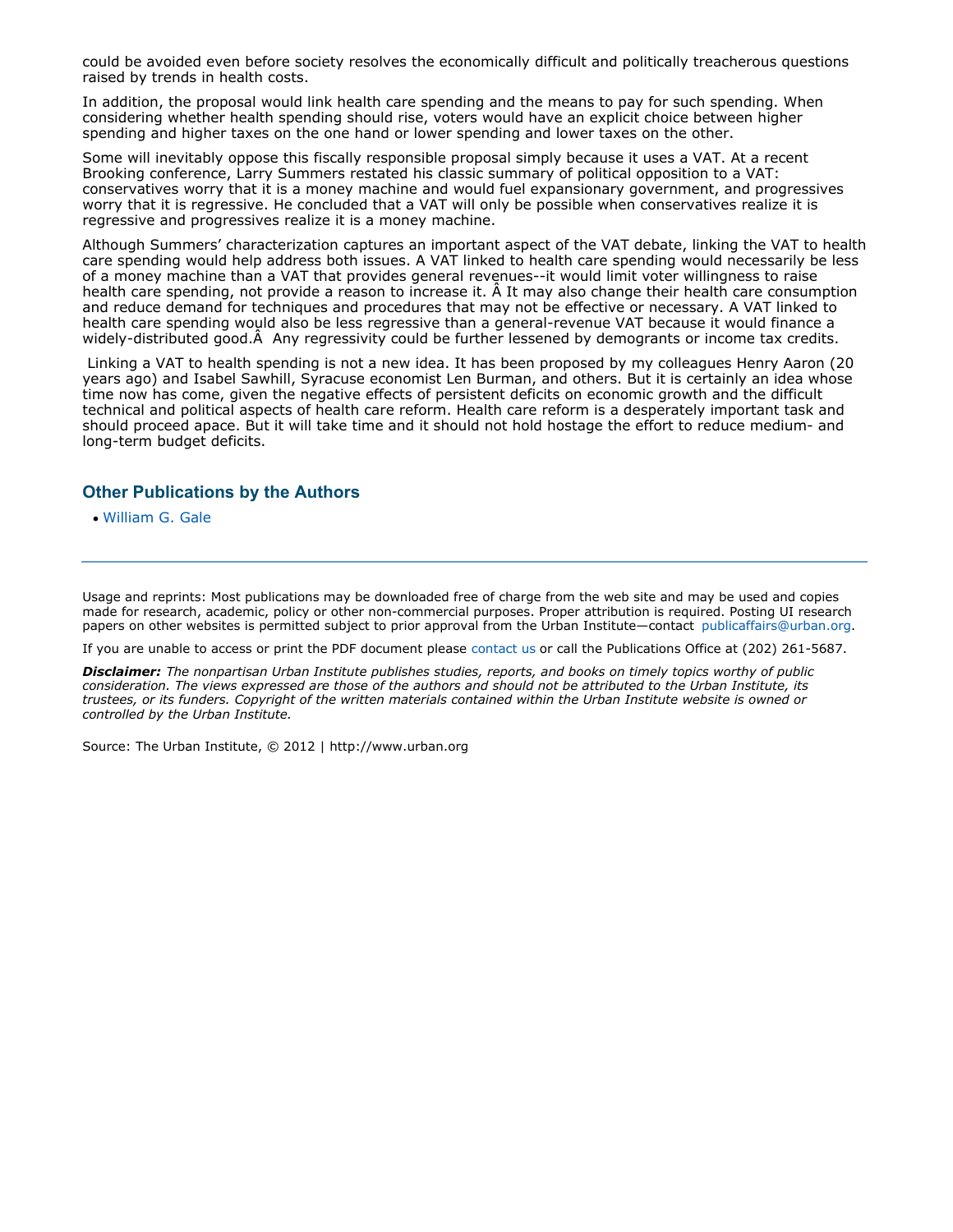could be avoided even before society resolves the economically difficult and politically treacherous questions raised by trends in health costs.

In addition, the proposal would link health care spending and the means to pay for such spending. When considering whether health spending should rise, voters would have an explicit choice between higher spending and higher taxes on the one hand or lower spending and lower taxes on the other.

Some will inevitably oppose this fiscally responsible proposal simply because it uses a VAT. At a recent Brooking conference, Larry Summers restated his classic summary of political opposition to a VAT: conservatives worry that it is a money machine and would fuel expansionary government, and progressives worry that it is regressive. He concluded that a VAT will only be possible when conservatives realize it is regressive and progressives realize it is a money machine.

Although Summers' characterization captures an important aspect of the VAT debate, linking the VAT to health care spending would help address both issues. A VAT linked to health care spending would necessarily be less of a money machine than a VAT that provides general revenues--it would limit voter willingness to raise health care spending, not provide a reason to increase it. Â It may also change their health care consumption and reduce demand for techniques and procedures that may not be effective or necessary. A VAT linked to health care spending would also be less regressive than a general-revenue VAT because it would finance a widely-distributed good.Â  Any regressivity could be further lessened by demogrants or income tax credits.

Linking a VAT to health spending is not a new idea. It has been proposed by my colleagues Henry Aaron (20 years ago) and Isabel Sawhill, Syracuse economist Len Burman, and others. But it is certainly an idea whose time now has come, given the negative effects of persistent deficits on economic growth and the difficult technical and political aspects of health care reform. Health care reform is a desperately important task and should proceed apace. But it will take time and it should not hold hostage the effort to reduce medium- and long-term budget deficits.

## Other Publications by the Authors

- William G. Gale

---

Usage and reprints: Most publications may be downloaded free of charge from the web site and may be used and copies made for research, academic, policy or other non-commercial purposes. Proper attribution is required. Posting UI research papers on other websites is permitted subject to prior approval from the Urban Institute—contact publicaffairs@urban.org.

If you are unable to access or print the PDF document please contact us or call the Publications Office at (202) 261-5687.

***Disclaimer:*** *The nonpartisan Urban Institute publishes studies, reports, and books on timely topics worthy of public consideration. The views expressed are those of the authors and should not be attributed to the Urban Institute, its trustees, or its funders. Copyright of the written materials contained within the Urban Institute website is owned or controlled by the Urban Institute.*

Source: The Urban Institute, © 2012 | http://www.urban.org